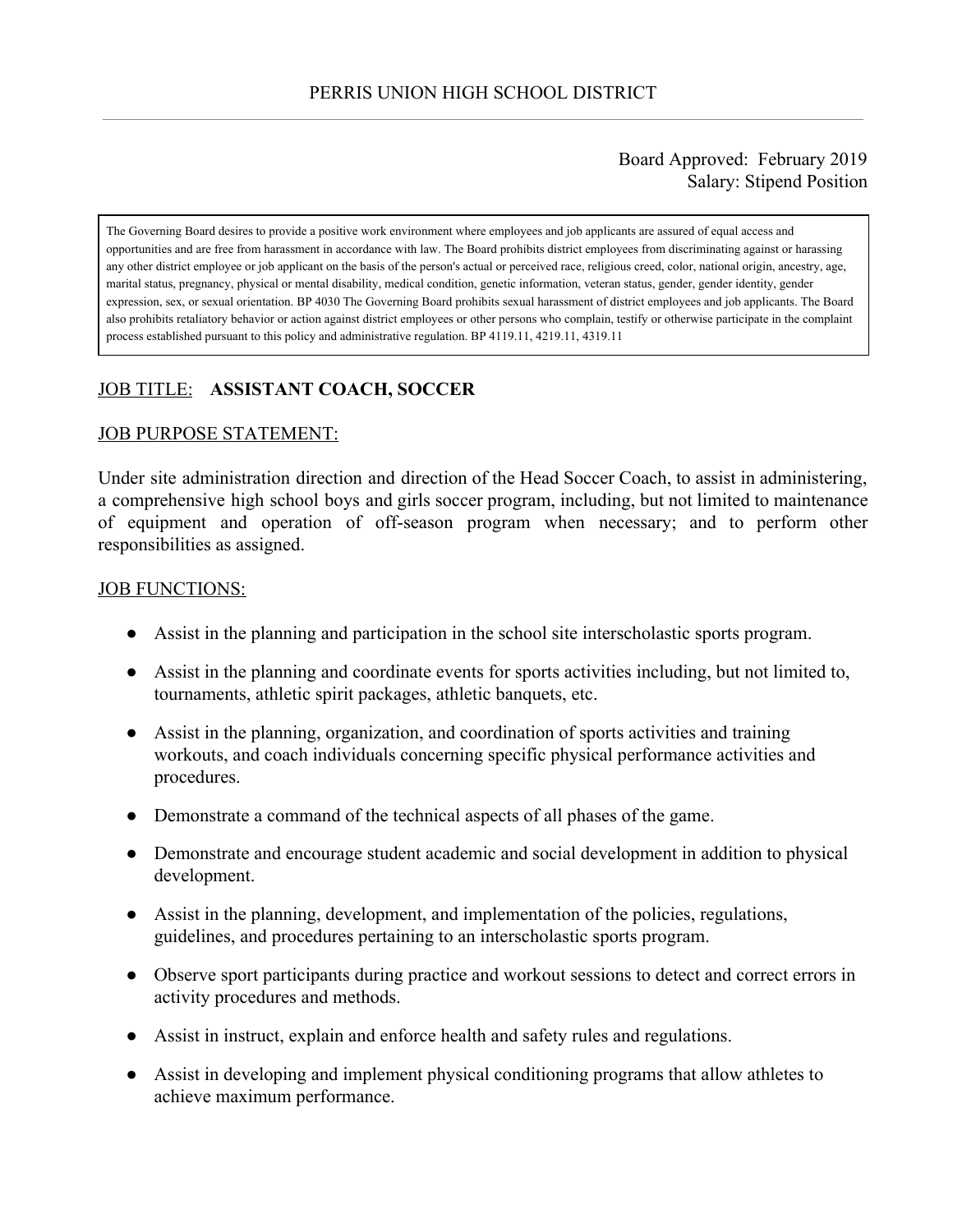# PERRIS UNION HIGH SCHOOL DISTRICT

Board Approved: February 2019
Salary: Stipend Position

The Governing Board desires to provide a positive work environment where employees and job applicants are assured of equal access and opportunities and are free from harassment in accordance with law. The Board prohibits district employees from discriminating against or harassing any other district employee or job applicant on the basis of the person's actual or perceived race, religious creed, color, national origin, ancestry, age, marital status, pregnancy, physical or mental disability, medical condition, genetic information, veteran status, gender, gender identity, gender expression, sex, or sexual orientation. BP 4030 The Governing Board prohibits sexual harassment of district employees and job applicants. The Board also prohibits retaliatory behavior or action against district employees or other persons who complain, testify or otherwise participate in the complaint process established pursuant to this policy and administrative regulation. BP 4119.11, 4219.11, 4319.11

JOB TITLE: **ASSISTANT COACH, SOCCER**

JOB PURPOSE STATEMENT:

Under site administration direction and direction of the Head Soccer Coach, to assist in administering, a comprehensive high school boys and girls soccer program, including, but not limited to maintenance of equipment and operation of off-season program when necessary; and to perform other responsibilities as assigned.

JOB FUNCTIONS:

- Assist in the planning and participation in the school site interscholastic sports program.
- Assist in the planning and coordinate events for sports activities including, but not limited to, tournaments, athletic spirit packages, athletic banquets, etc.
- Assist in the planning, organization, and coordination of sports activities and training workouts, and coach individuals concerning specific physical performance activities and procedures.
- Demonstrate a command of the technical aspects of all phases of the game.
- Demonstrate and encourage student academic and social development in addition to physical development.
- Assist in the planning, development, and implementation of the policies, regulations, guidelines, and procedures pertaining to an interscholastic sports program.
- Observe sport participants during practice and workout sessions to detect and correct errors in activity procedures and methods.
- Assist in instruct, explain and enforce health and safety rules and regulations.
- Assist in developing and implement physical conditioning programs that allow athletes to achieve maximum performance.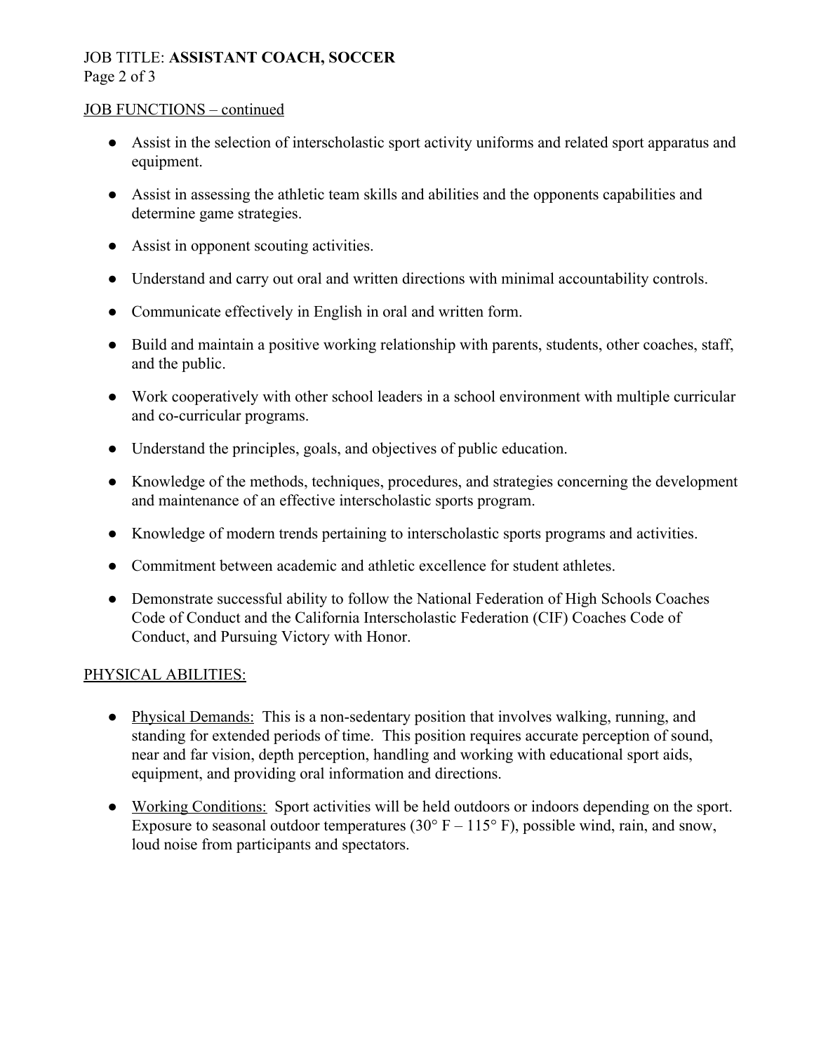JOB FUNCTIONS – continued

- Assist in the selection of interscholastic sport activity uniforms and related sport apparatus and equipment.
- Assist in assessing the athletic team skills and abilities and the opponents capabilities and determine game strategies.
- Assist in opponent scouting activities.
- Understand and carry out oral and written directions with minimal accountability controls.
- Communicate effectively in English in oral and written form.
- Build and maintain a positive working relationship with parents, students, other coaches, staff, and the public.
- Work cooperatively with other school leaders in a school environment with multiple curricular and co-curricular programs.
- Understand the principles, goals, and objectives of public education.
- Knowledge of the methods, techniques, procedures, and strategies concerning the development and maintenance of an effective interscholastic sports program.
- Knowledge of modern trends pertaining to interscholastic sports programs and activities.
- Commitment between academic and athletic excellence for student athletes.
- Demonstrate successful ability to follow the National Federation of High Schools Coaches Code of Conduct and the California Interscholastic Federation (CIF) Coaches Code of Conduct, and Pursuing Victory with Honor.

PHYSICAL ABILITIES:

- Physical Demands: This is a non-sedentary position that involves walking, running, and standing for extended periods of time. This position requires accurate perception of sound, near and far vision, depth perception, handling and working with educational sport aids, equipment, and providing oral information and directions.
- Working Conditions: Sport activities will be held outdoors or indoors depending on the sport. Exposure to seasonal outdoor temperatures (30° F – 115° F), possible wind, rain, and snow, loud noise from participants and spectators.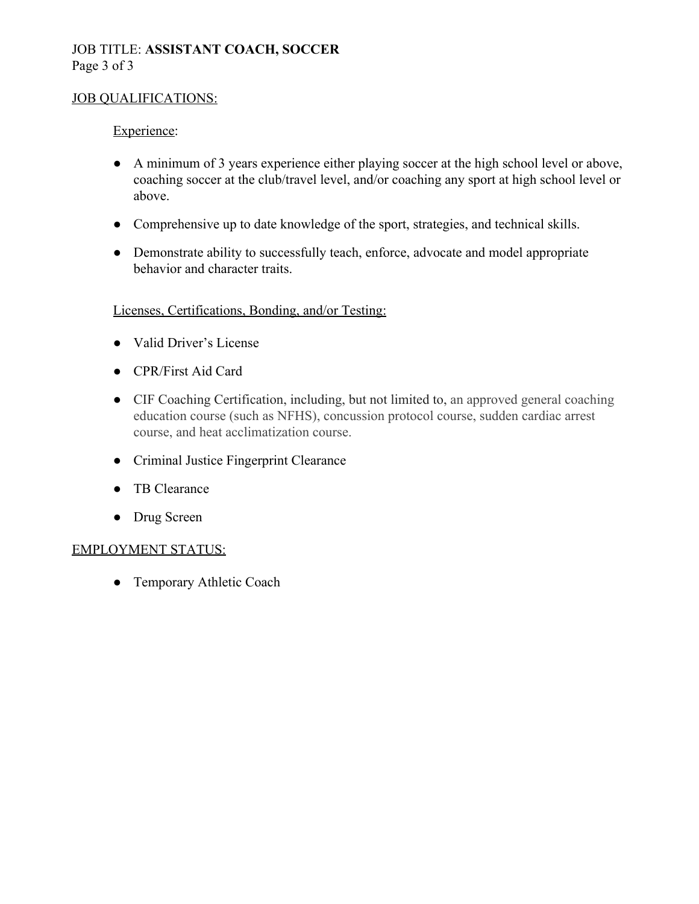## JOB QUALIFICATIONS:

### Experience:

- A minimum of 3 years experience either playing soccer at the high school level or above, coaching soccer at the club/travel level, and/or coaching any sport at high school level or above.
- Comprehensive up to date knowledge of the sport, strategies, and technical skills.
- Demonstrate ability to successfully teach, enforce, advocate and model appropriate behavior and character traits.

### Licenses, Certifications, Bonding, and/or Testing:

- Valid Driver's License
- CPR/First Aid Card
- CIF Coaching Certification, including, but not limited to, an approved general coaching education course (such as NFHS), concussion protocol course, sudden cardiac arrest course, and heat acclimatization course.
- Criminal Justice Fingerprint Clearance
- TB Clearance
- Drug Screen

## EMPLOYMENT STATUS:

- Temporary Athletic Coach